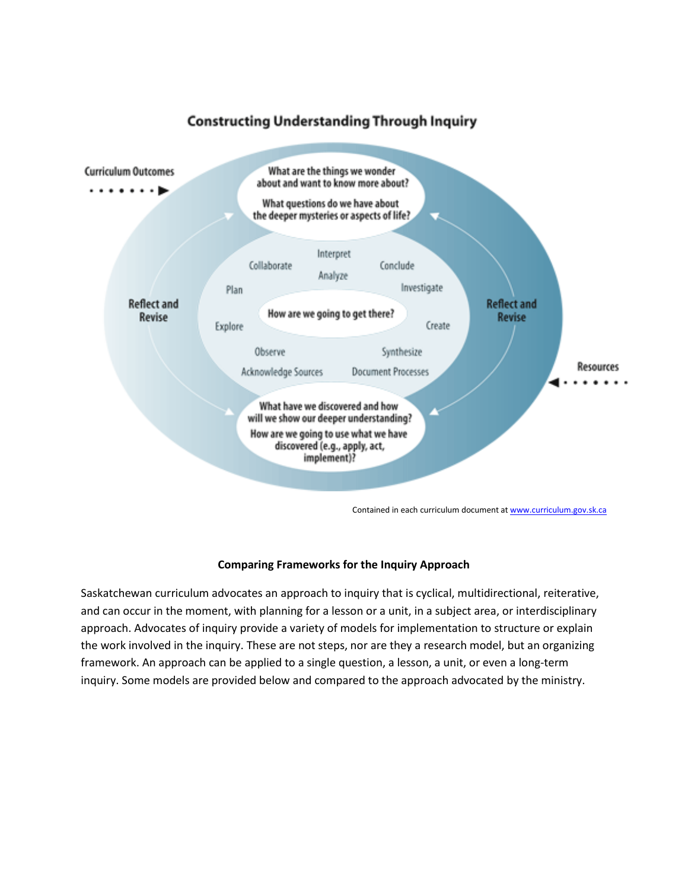## Constructing Understanding Through Inquiry

Curriculum Outcomes

What are the things we wonder about and want to know more about?

What questions do we have about the deeper mysteries or aspects of life?

Reflect and Revise

Reflect and Revise

Collaborate

Interpret

Conclude

Analyze

Plan

Investigate

How are we going to get there?

Explore

Create

Observe

Synthesize

Acknowledge Sources

Document Processes

Resources

What have we discovered and how will we show our deeper understanding?

How are we going to use what we have discovered (e.g., apply, act, implement)?

Contained in each curriculum document at www.curriculum.gov.sk.ca

**Comparing Frameworks for the Inquiry Approach**

Saskatchewan curriculum advocates an approach to inquiry that is cyclical, multidirectional, reiterative, and can occur in the moment, with planning for a lesson or a unit, in a subject area, or interdisciplinary approach. Advocates of inquiry provide a variety of models for implementation to structure or explain the work involved in the inquiry. These are not steps, nor are they a research model, but an organizing framework. An approach can be applied to a single question, a lesson, a unit, or even a long-term inquiry. Some models are provided below and compared to the approach advocated by the ministry.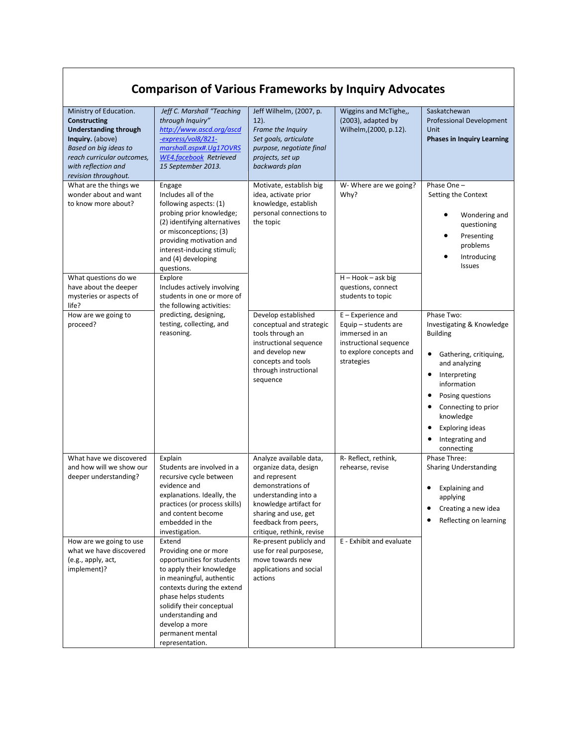# Comparison of Various Frameworks by Inquiry Advocates

| Ministry of Education. **Constructing Understanding through Inquiry.** (above) *Based on big ideas to reach curricular outcomes, with reflection and revision throughout.* | *Jeff C. Marshall "Teaching through Inquiry"* *http://www.ascd.org/ascd-express/vol8/821-marshall.aspx#.Ug17OVRSWE4.facebook Retrieved 15 September 2013.* | Jeff Wilhelm, (2007, p. 12). *Frame the Inquiry Set goals, articulate purpose, negotiate final projects, set up backwards plan* | Wiggins and McTighe,, (2003), adapted by Wilhelm,(2000, p.12). | Saskatchewan Professional Development Unit **Phases in Inquiry Learning** |
|---|---|---|---|---|
| What are the things we wonder about and want to know more about? | Engage Includes all of the following aspects: (1) probing prior knowledge; (2) identifying alternatives or misconceptions; (3) providing motivation and interest-inducing stimuli; and (4) developing questions. | Motivate, establish big idea, activate prior knowledge, establish personal connections to the topic | W- Where are we going? Why? | Phase One – Setting the Context <ul><li>Wondering and questioning</li><li>Presenting problems</li><li>Introducing Issues</li></ul> |
| What questions do we have about the deeper mysteries or aspects of life? | Explore Includes actively involving students in one or more of the following activities: predicting, designing, testing, collecting, and reasoning. | | H – Hook – ask big questions, connect students to topic | |
| How are we going to proceed? | | Develop established conceptual and strategic tools through an instructional sequence and develop new concepts and tools through instructional sequence | E – Experience and Equip – students are immersed in an instructional sequence to explore concepts and strategies | Phase Two: Investigating & Knowledge Building <ul><li>Gathering, critiquing, and analyzing</li><li>Interpreting information</li><li>Posing questions</li><li>Connecting to prior knowledge</li><li>Exploring ideas</li><li>Integrating and connecting</li></ul> |
| What have we discovered and how will we show our deeper understanding? | Explain Students are involved in a recursive cycle between evidence and explanations. Ideally, the practices (or process skills) and content become embedded in the investigation. | Analyze available data, organize data, design and represent demonstrations of understanding into a knowledge artifact for sharing and use, get feedback from peers, critique, rethink, revise | R- Reflect, rethink, rehearse, revise | Phase Three: Sharing Understanding <ul><li>Explaining and applying</li><li>Creating a new idea</li><li>Reflecting on learning</li></ul> |
| How are we going to use what we have discovered (e.g., apply, act, implement)? | Extend Providing one or more opportunities for students to apply their knowledge in meaningful, authentic contexts during the extend phase helps students solidify their conceptual understanding and develop a more permanent mental representation. | Re-present publicly and use for real purposese, move towards new applications and social actions | E - Exhibit and evaluate | |